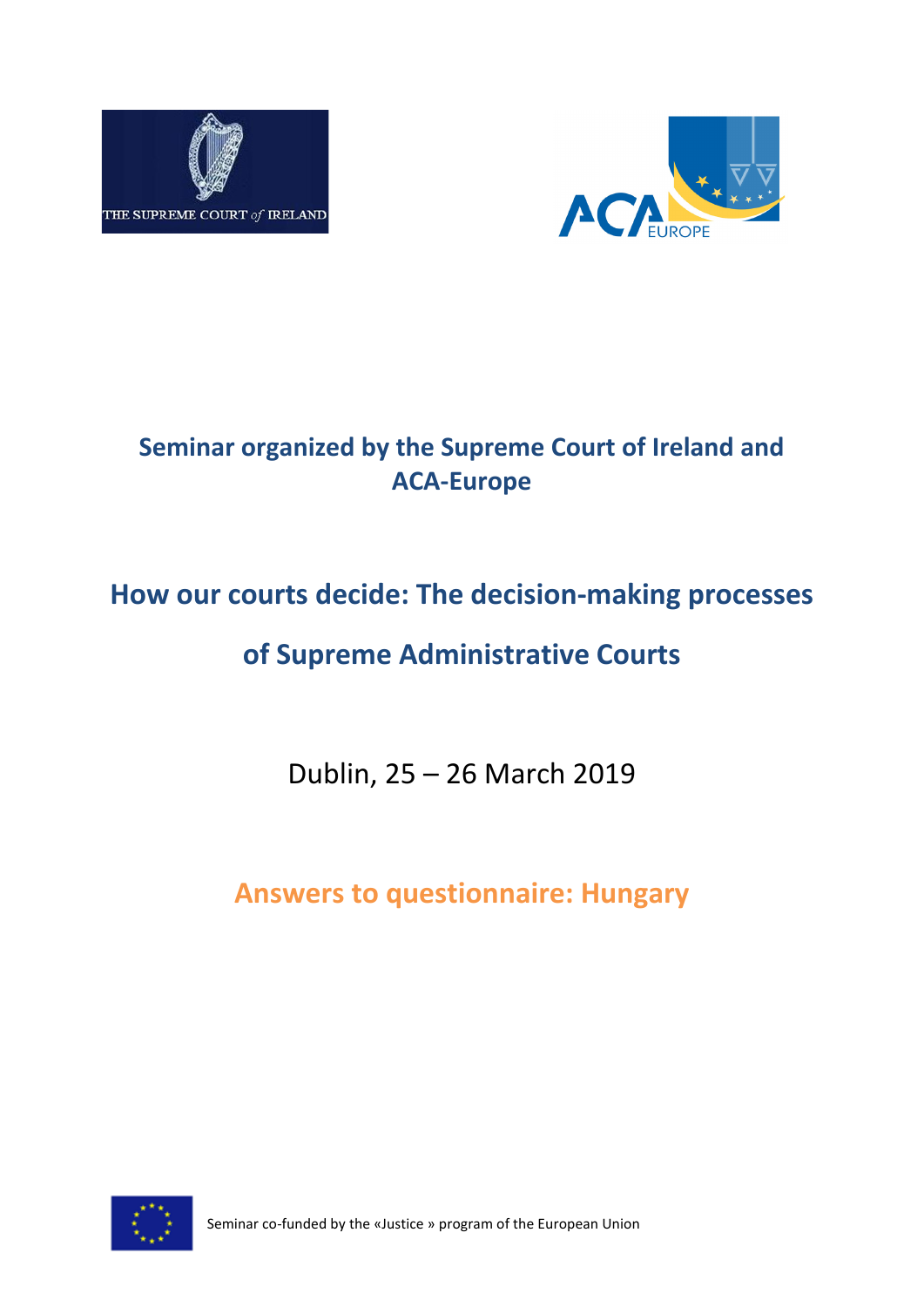THE SUPREME COURT of IRELAND

ACA EUROPE

## Seminar organized by the Supreme Court of Ireland and ACA-Europe

# How our courts decide: The decision-making processes of Supreme Administrative Courts

Dublin, 25 – 26 March 2019

## Answers to questionnaire: Hungary

Seminar co-funded by the «Justice » program of the European Union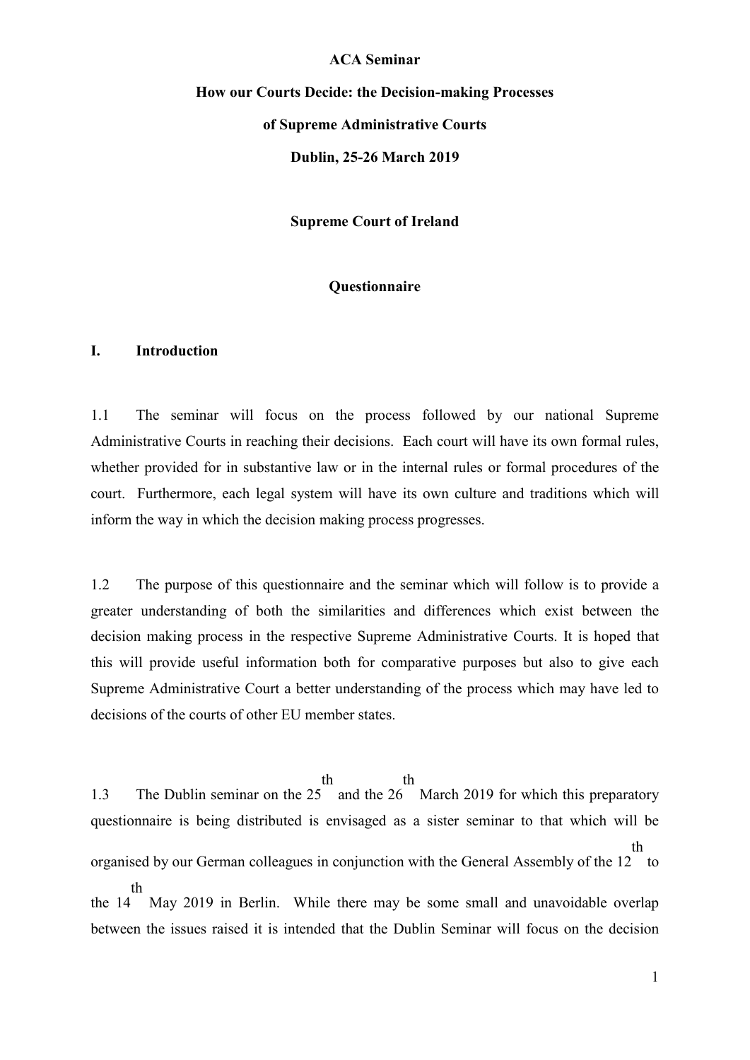**ACA Seminar**

**How our Courts Decide: the Decision-making Processes**

**of Supreme Administrative Courts**

**Dublin, 25-26 March 2019**

**Supreme Court of Ireland**

**Questionnaire**

## I. Introduction

1.1 The seminar will focus on the process followed by our national Supreme Administrative Courts in reaching their decisions. Each court will have its own formal rules, whether provided for in substantive law or in the internal rules or formal procedures of the court. Furthermore, each legal system will have its own culture and traditions which will inform the way in which the decision making process progresses.

1.2 The purpose of this questionnaire and the seminar which will follow is to provide a greater understanding of both the similarities and differences which exist between the decision making process in the respective Supreme Administrative Courts. It is hoped that this will provide useful information both for comparative purposes but also to give each Supreme Administrative Court a better understanding of the process which may have led to decisions of the courts of other EU member states.

1.3 The Dublin seminar on the 25th and the 26th March 2019 for which this preparatory questionnaire is being distributed is envisaged as a sister seminar to that which will be organised by our German colleagues in conjunction with the General Assembly of the 12th to the 14th May 2019 in Berlin. While there may be some small and unavoidable overlap between the issues raised it is intended that the Dublin Seminar will focus on the decision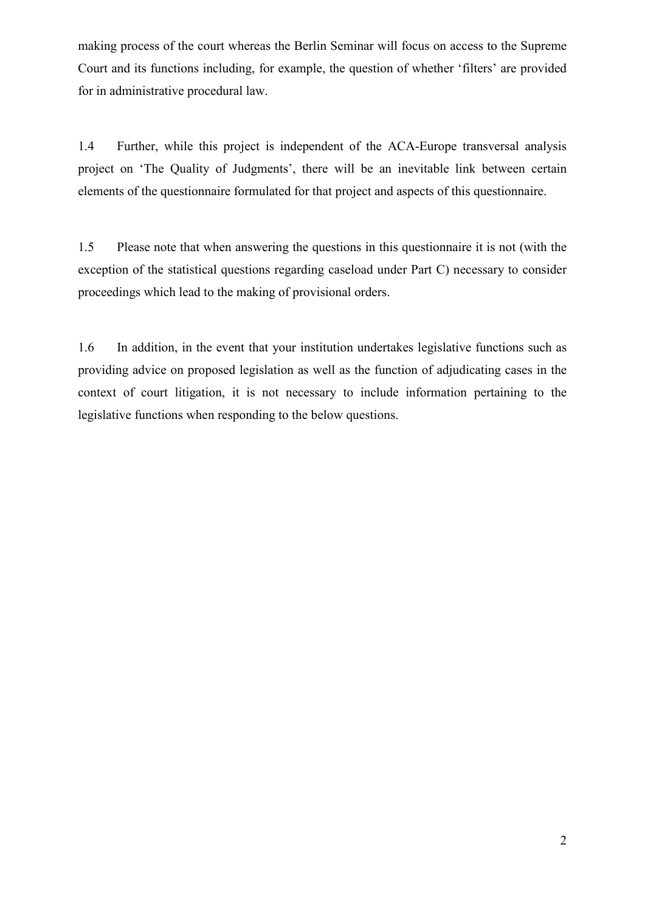making process of the court whereas the Berlin Seminar will focus on access to the Supreme Court and its functions including, for example, the question of whether 'filters' are provided for in administrative procedural law.

1.4 Further, while this project is independent of the ACA-Europe transversal analysis project on 'The Quality of Judgments', there will be an inevitable link between certain elements of the questionnaire formulated for that project and aspects of this questionnaire.

1.5 Please note that when answering the questions in this questionnaire it is not (with the exception of the statistical questions regarding caseload under Part C) necessary to consider proceedings which lead to the making of provisional orders.

1.6 In addition, in the event that your institution undertakes legislative functions such as providing advice on proposed legislation as well as the function of adjudicating cases in the context of court litigation, it is not necessary to include information pertaining to the legislative functions when responding to the below questions.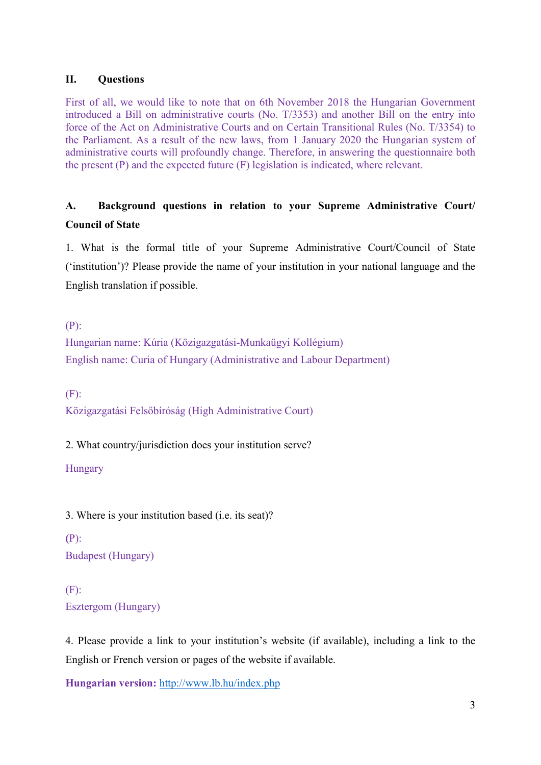## II. Questions

First of all, we would like to note that on 6th November 2018 the Hungarian Government introduced a Bill on administrative courts (No. T/3353) and another Bill on the entry into force of the Act on Administrative Courts and on Certain Transitional Rules (No. T/3354) to the Parliament. As a result of the new laws, from 1 January 2020 the Hungarian system of administrative courts will profoundly change. Therefore, in answering the questionnaire both the present (P) and the expected future (F) legislation is indicated, where relevant.

### A. Background questions in relation to your Supreme Administrative Court/ Council of State

1. What is the formal title of your Supreme Administrative Court/Council of State ('institution')? Please provide the name of your institution in your national language and the English translation if possible.

(P):
Hungarian name: Kúria (Közigazgatási-Munkaügyi Kollégium)
English name: Curia of Hungary (Administrative and Labour Department)

(F):
Közigazgatási Felsőbíróság (High Administrative Court)

2. What country/jurisdiction does your institution serve?

Hungary

3. Where is your institution based (i.e. its seat)?

**(**P):
Budapest (Hungary)

(F):
Esztergom (Hungary)

4. Please provide a link to your institution's website (if available), including a link to the English or French version or pages of the website if available.

**Hungarian version:** http://www.lb.hu/index.php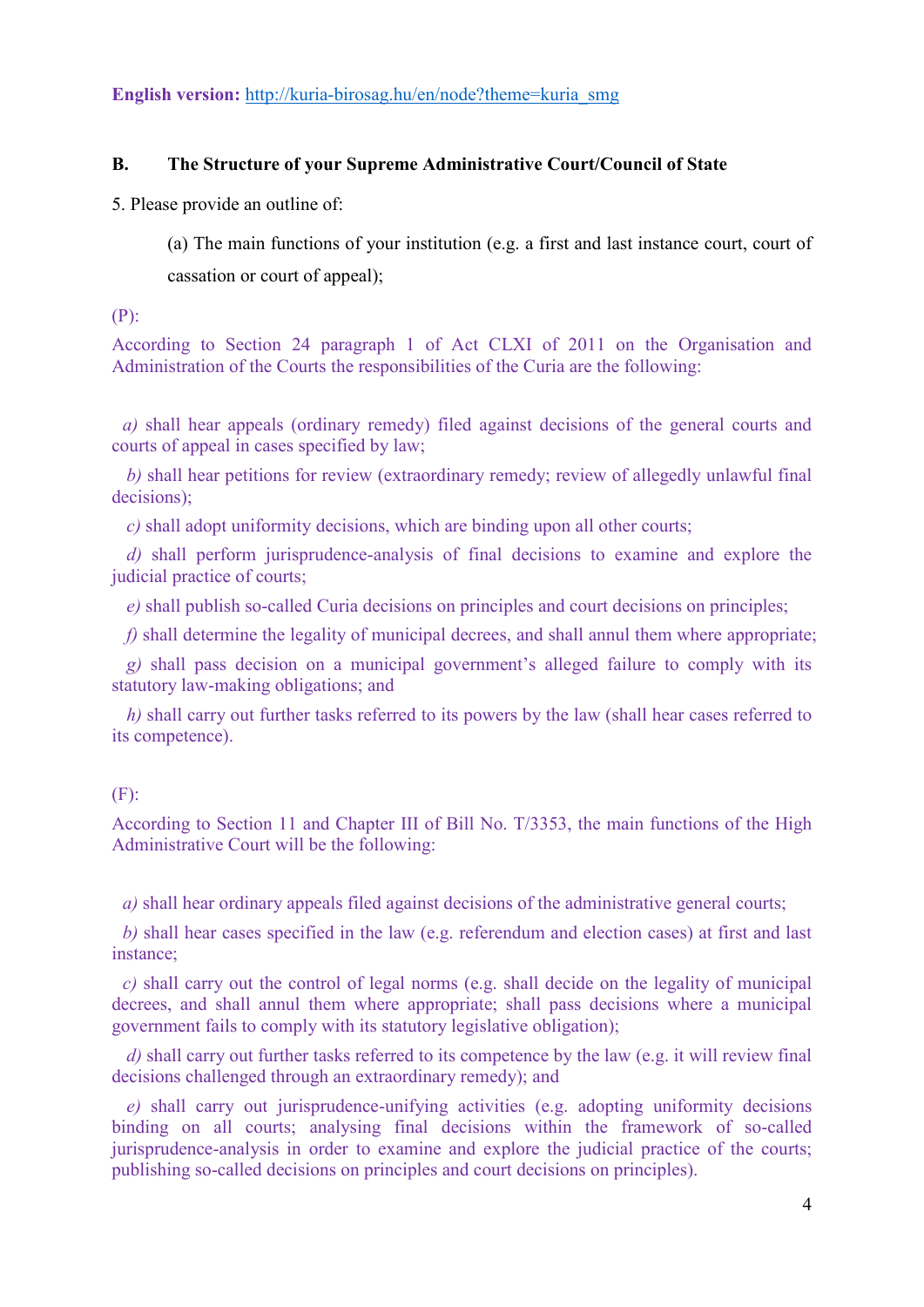**English version:** http://kuria-birosag.hu/en/node?theme=kuria_smg

**B. The Structure of your Supreme Administrative Court/Council of State**

5. Please provide an outline of:

(a) The main functions of your institution (e.g. a first and last instance court, court of cassation or court of appeal);

(P):

According to Section 24 paragraph 1 of Act CLXI of 2011 on the Organisation and Administration of the Courts the responsibilities of the Curia are the following:

*a)* shall hear appeals (ordinary remedy) filed against decisions of the general courts and courts of appeal in cases specified by law;

*b)* shall hear petitions for review (extraordinary remedy; review of allegedly unlawful final decisions);

*c)* shall adopt uniformity decisions, which are binding upon all other courts;

*d)* shall perform jurisprudence-analysis of final decisions to examine and explore the judicial practice of courts;

*e)* shall publish so-called Curia decisions on principles and court decisions on principles;

*f)* shall determine the legality of municipal decrees, and shall annul them where appropriate;

*g)* shall pass decision on a municipal government's alleged failure to comply with its statutory law-making obligations; and

*h)* shall carry out further tasks referred to its powers by the law (shall hear cases referred to its competence).

(F):

According to Section 11 and Chapter III of Bill No. T/3353, the main functions of the High Administrative Court will be the following:

*a)* shall hear ordinary appeals filed against decisions of the administrative general courts;

*b)* shall hear cases specified in the law (e.g. referendum and election cases) at first and last instance;

*c)* shall carry out the control of legal norms (e.g. shall decide on the legality of municipal decrees, and shall annul them where appropriate; shall pass decisions where a municipal government fails to comply with its statutory legislative obligation);

*d)* shall carry out further tasks referred to its competence by the law (e.g. it will review final decisions challenged through an extraordinary remedy); and

*e)* shall carry out jurisprudence-unifying activities (e.g. adopting uniformity decisions binding on all courts; analysing final decisions within the framework of so-called jurisprudence-analysis in order to examine and explore the judicial practice of the courts; publishing so-called decisions on principles and court decisions on principles).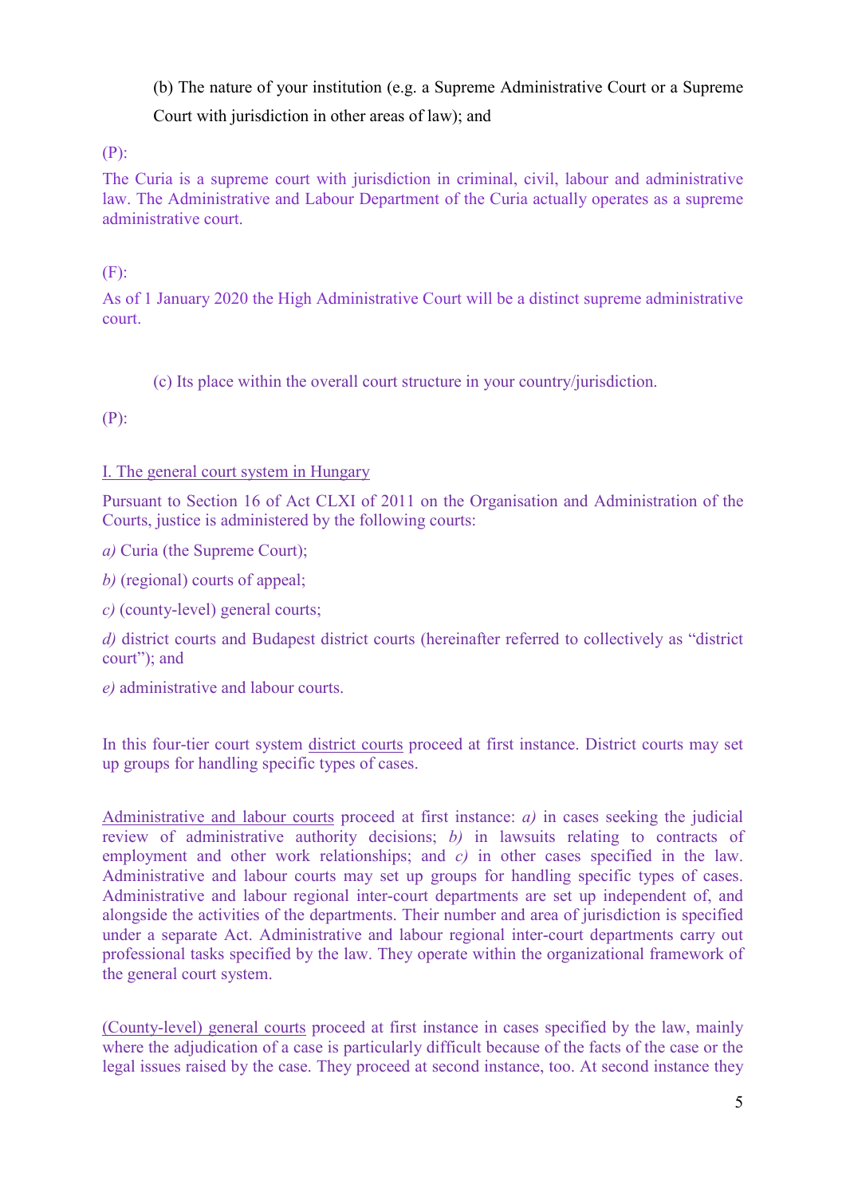(b) The nature of your institution (e.g. a Supreme Administrative Court or a Supreme Court with jurisdiction in other areas of law); and

(P):

The Curia is a supreme court with jurisdiction in criminal, civil, labour and administrative law. The Administrative and Labour Department of the Curia actually operates as a supreme administrative court.

(F):

As of 1 January 2020 the High Administrative Court will be a distinct supreme administrative court.

(c) Its place within the overall court structure in your country/jurisdiction.

(P):

<u>I. The general court system in Hungary</u>

Pursuant to Section 16 of Act CLXI of 2011 on the Organisation and Administration of the Courts, justice is administered by the following courts:

*a)* Curia (the Supreme Court);

*b)* (regional) courts of appeal;

*c)* (county-level) general courts;

*d)* district courts and Budapest district courts (hereinafter referred to collectively as "district court"); and

*e)* administrative and labour courts.

In this four-tier court system <u>district courts</u> proceed at first instance. District courts may set up groups for handling specific types of cases.

<u>Administrative and labour courts</u> proceed at first instance: *a)* in cases seeking the judicial review of administrative authority decisions; *b)* in lawsuits relating to contracts of employment and other work relationships; and *c)* in other cases specified in the law. Administrative and labour courts may set up groups for handling specific types of cases. Administrative and labour regional inter-court departments are set up independent of, and alongside the activities of the departments. Their number and area of jurisdiction is specified under a separate Act. Administrative and labour regional inter-court departments carry out professional tasks specified by the law. They operate within the organizational framework of the general court system.

<u>(County-level) general courts</u> proceed at first instance in cases specified by the law, mainly where the adjudication of a case is particularly difficult because of the facts of the case or the legal issues raised by the case. They proceed at second instance, too. At second instance they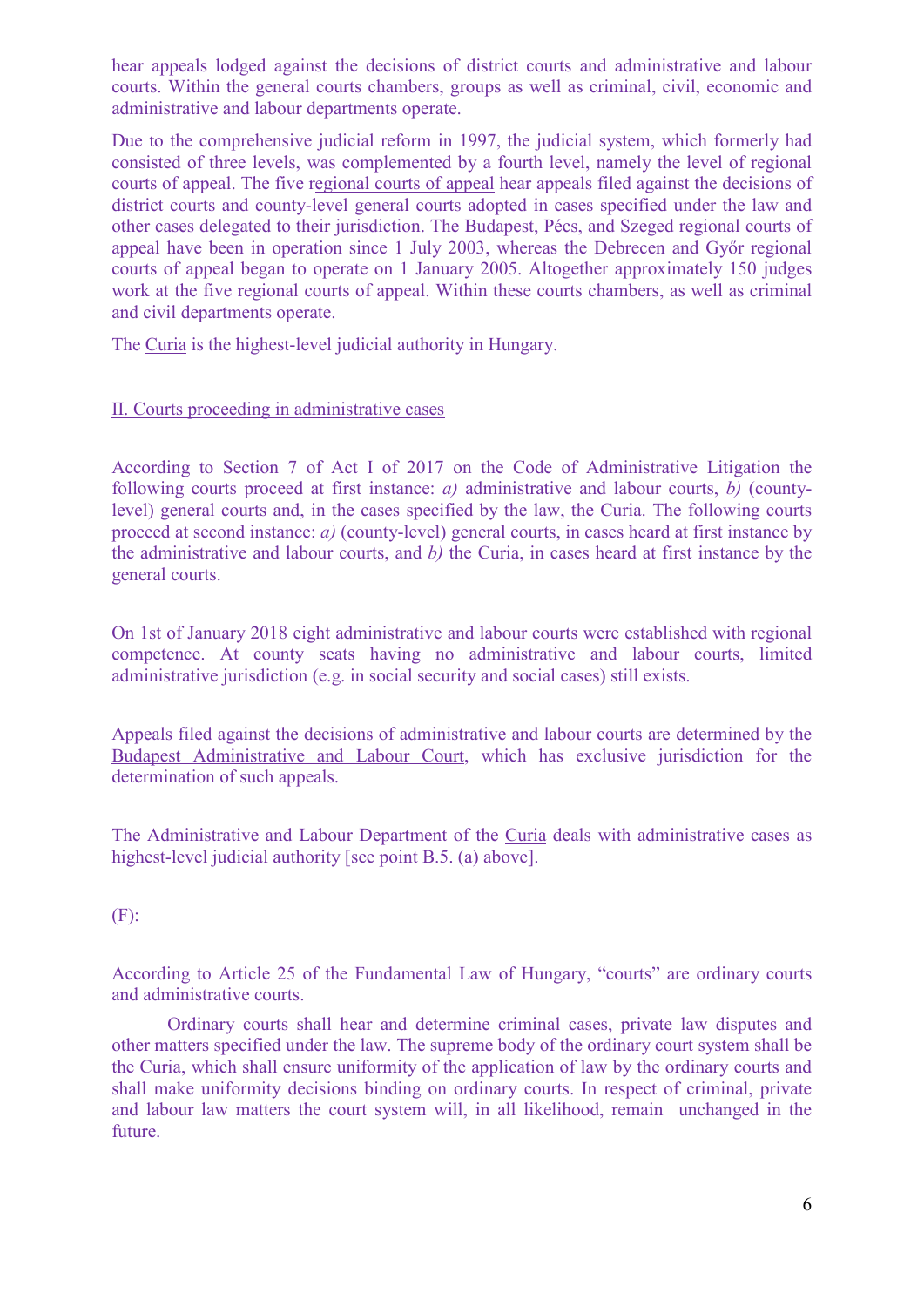hear appeals lodged against the decisions of district courts and administrative and labour courts. Within the general courts chambers, groups as well as criminal, civil, economic and administrative and labour departments operate.

Due to the comprehensive judicial reform in 1997, the judicial system, which formerly had consisted of three levels, was complemented by a fourth level, namely the level of regional courts of appeal. The five regional courts of appeal hear appeals filed against the decisions of district courts and county-level general courts adopted in cases specified under the law and other cases delegated to their jurisdiction. The Budapest, Pécs, and Szeged regional courts of appeal have been in operation since 1 July 2003, whereas the Debrecen and Győr regional courts of appeal began to operate on 1 January 2005. Altogether approximately 150 judges work at the five regional courts of appeal. Within these courts chambers, as well as criminal and civil departments operate.

The Curia is the highest-level judicial authority in Hungary.

II. Courts proceeding in administrative cases

According to Section 7 of Act I of 2017 on the Code of Administrative Litigation the following courts proceed at first instance: *a)* administrative and labour courts, *b)* (county-level) general courts and, in the cases specified by the law, the Curia. The following courts proceed at second instance: *a)* (county-level) general courts, in cases heard at first instance by the administrative and labour courts, and *b)* the Curia, in cases heard at first instance by the general courts.

On 1st of January 2018 eight administrative and labour courts were established with regional competence. At county seats having no administrative and labour courts, limited administrative jurisdiction (e.g. in social security and social cases) still exists.

Appeals filed against the decisions of administrative and labour courts are determined by the Budapest Administrative and Labour Court, which has exclusive jurisdiction for the determination of such appeals.

The Administrative and Labour Department of the Curia deals with administrative cases as highest-level judicial authority [see point B.5. (a) above].

(F):

According to Article 25 of the Fundamental Law of Hungary, "courts" are ordinary courts and administrative courts.

Ordinary courts shall hear and determine criminal cases, private law disputes and other matters specified under the law. The supreme body of the ordinary court system shall be the Curia, which shall ensure uniformity of the application of law by the ordinary courts and shall make uniformity decisions binding on ordinary courts. In respect of criminal, private and labour law matters the court system will, in all likelihood, remain unchanged in the future.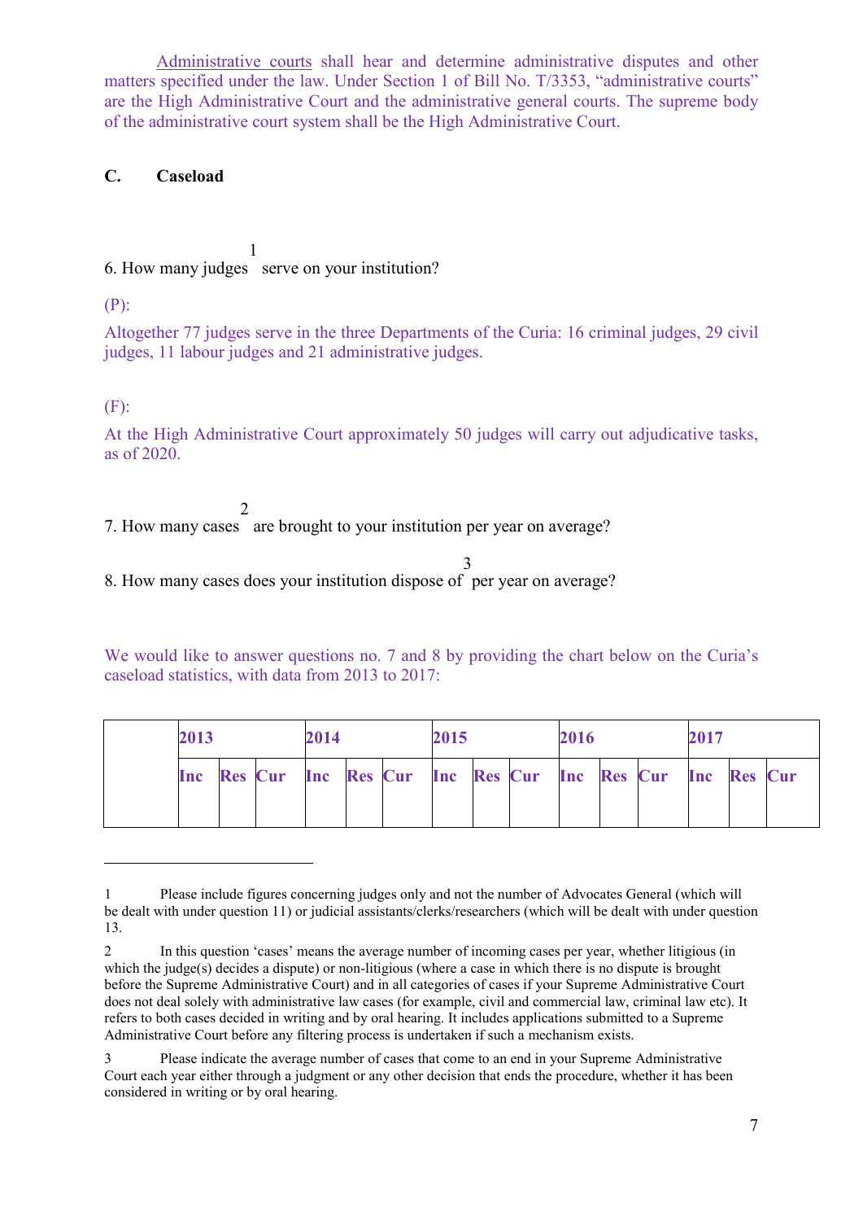Administrative courts shall hear and determine administrative disputes and other matters specified under the law. Under Section 1 of Bill No. T/3353, "administrative courts" are the High Administrative Court and the administrative general courts. The supreme body of the administrative court system shall be the High Administrative Court.

### C. Caseload

6. How many judges[1] serve on your institution?

(P):

Altogether 77 judges serve in the three Departments of the Curia: 16 criminal judges, 29 civil judges, 11 labour judges and 21 administrative judges.

(F):

At the High Administrative Court approximately 50 judges will carry out adjudicative tasks, as of 2020.

7. How many cases[2] are brought to your institution per year on average?

8. How many cases does your institution dispose of[3] per year on average?

We would like to answer questions no. 7 and 8 by providing the chart below on the Curia's caseload statistics, with data from 2013 to 2017:

| | **2013** | | | **2014** | | | **2015** | | | **2016** | | | **2017** | | |
|---|---|---|---|---|---|---|---|---|---|---|---|---|---|---|---|
| | **Inc** | **Res** | **Cur** | **Inc** | **Res** | **Cur** | **Inc** | **Res** | **Cur** | **Inc** | **Res** | **Cur** | **Inc** | **Res** | **Cur** |

1 Please include figures concerning judges only and not the number of Advocates General (which will be dealt with under question 11) or judicial assistants/clerks/researchers (which will be dealt with under question 13.

2 In this question 'cases' means the average number of incoming cases per year, whether litigious (in which the judge(s) decides a dispute) or non-litigious (where a case in which there is no dispute is brought before the Supreme Administrative Court) and in all categories of cases if your Supreme Administrative Court does not deal solely with administrative law cases (for example, civil and commercial law, criminal law etc). It refers to both cases decided in writing and by oral hearing. It includes applications submitted to a Supreme Administrative Court before any filtering process is undertaken if such a mechanism exists.

3 Please indicate the average number of cases that come to an end in your Supreme Administrative Court each year either through a judgment or any other decision that ends the procedure, whether it has been considered in writing or by oral hearing.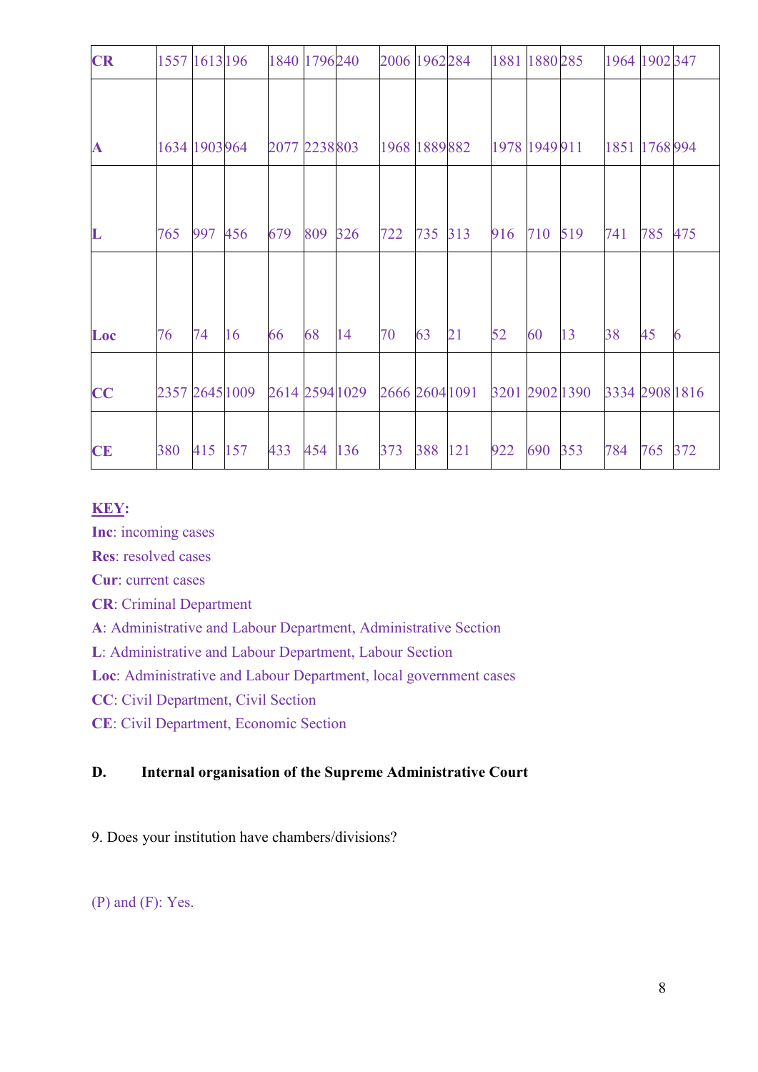| CR | 1557 | 1613 | 196 | 1840 | 1796 | 240 | 2006 | 1962 | 284 | 1881 | 1880 | 285 | 1964 | 1902 | 347 |
|---|---|---|---|---|---|---|---|---|---|---|---|---|---|---|---|
| A | 1634 | 1903 | 964 | 2077 | 2238 | 803 | 1968 | 1889 | 882 | 1978 | 1949 | 911 | 1851 | 1768 | 994 |
| L | 765 | 997 | 456 | 679 | 809 | 326 | 722 | 735 | 313 | 916 | 710 | 519 | 741 | 785 | 475 |
| Loc | 76 | 74 | 16 | 66 | 68 | 14 | 70 | 63 | 21 | 52 | 60 | 13 | 38 | 45 | 6 |
| CC | 2357 | 2645 | 1009 | 2614 | 2594 | 1029 | 2666 | 2604 | 1091 | 3201 | 2902 | 1390 | 3334 | 2908 | 1816 |
| CE | 380 | 415 | 157 | 433 | 454 | 136 | 373 | 388 | 121 | 922 | 690 | 353 | 784 | 765 | 372 |

**KEY:**

**Inc**: incoming cases
**Res**: resolved cases
**Cur**: current cases
**CR**: Criminal Department
**A**: Administrative and Labour Department, Administrative Section
**L**: Administrative and Labour Department, Labour Section
**Loc**: Administrative and Labour Department, local government cases
**CC**: Civil Department, Civil Section
**CE**: Civil Department, Economic Section

### D. Internal organisation of the Supreme Administrative Court

9. Does your institution have chambers/divisions?

(P) and (F): Yes.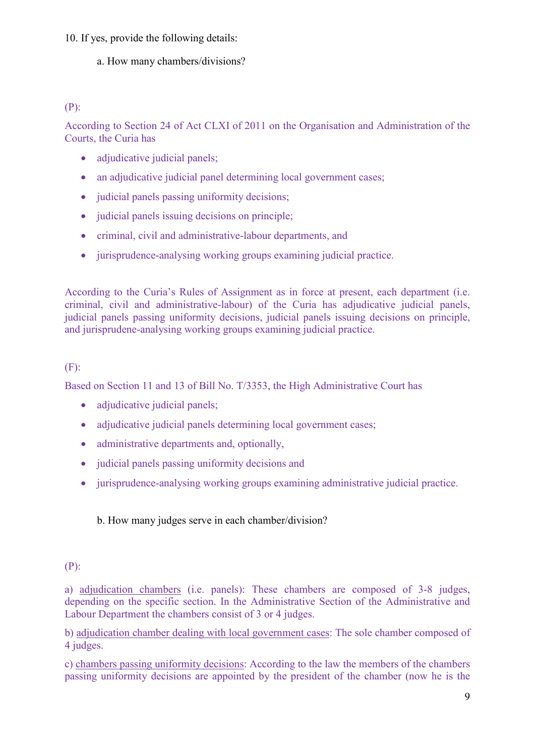10. If yes, provide the following details:

a. How many chambers/divisions?

(P):

According to Section 24 of Act CLXI of 2011 on the Organisation and Administration of the Courts, the Curia has

- adjudicative judicial panels;
- an adjudicative judicial panel determining local government cases;
- judicial panels passing uniformity decisions;
- judicial panels issuing decisions on principle;
- criminal, civil and administrative-labour departments, and
- jurisprudence-analysing working groups examining judicial practice.

According to the Curia's Rules of Assignment as in force at present, each department (i.e. criminal, civil and administrative-labour) of the Curia has adjudicative judicial panels, judicial panels passing uniformity decisions, judicial panels issuing decisions on principle, and jurisprudene-analysing working groups examining judicial practice.

(F):

Based on Section 11 and 13 of Bill No. T/3353, the High Administrative Court has

- adjudicative judicial panels;
- adjudicative judicial panels determining local government cases;
- administrative departments and, optionally,
- judicial panels passing uniformity decisions and
- jurisprudence-analysing working groups examining administrative judicial practice.

b. How many judges serve in each chamber/division?

(P):

a) adjudication chambers (i.e. panels): These chambers are composed of 3-8 judges, depending on the specific section. In the Administrative Section of the Administrative and Labour Department the chambers consist of 3 or 4 judges.

b) adjudication chamber dealing with local government cases: The sole chamber composed of 4 judges.

c) chambers passing uniformity decisions: According to the law the members of the chambers passing uniformity decisions are appointed by the president of the chamber (now he is the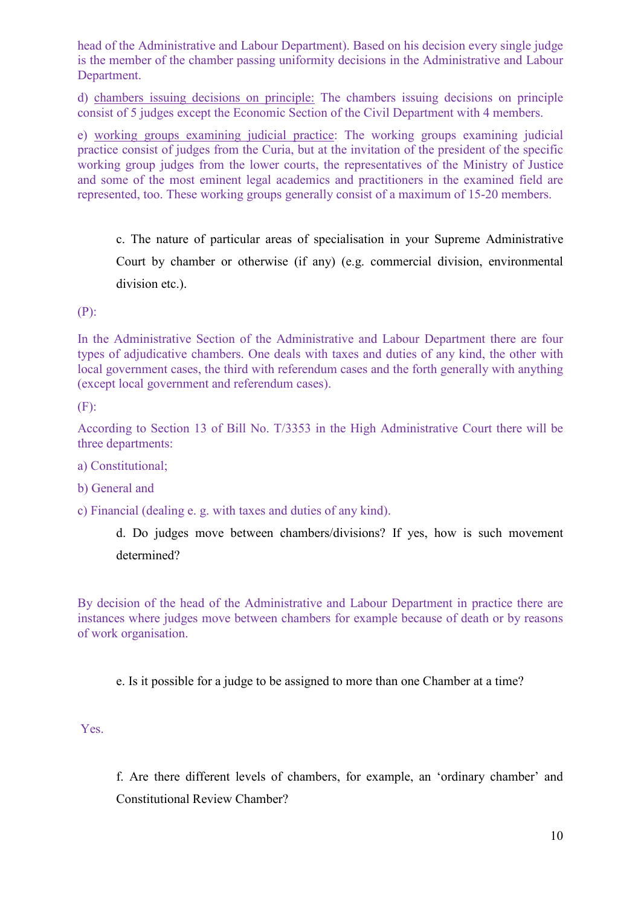head of the Administrative and Labour Department). Based on his decision every single judge is the member of the chamber passing uniformity decisions in the Administrative and Labour Department.

d) chambers issuing decisions on principle: The chambers issuing decisions on principle consist of 5 judges except the Economic Section of the Civil Department with 4 members.

e) working groups examining judicial practice: The working groups examining judicial practice consist of judges from the Curia, but at the invitation of the president of the specific working group judges from the lower courts, the representatives of the Ministry of Justice and some of the most eminent legal academics and practitioners in the examined field are represented, too. These working groups generally consist of a maximum of 15-20 members.

c. The nature of particular areas of specialisation in your Supreme Administrative Court by chamber or otherwise (if any) (e.g. commercial division, environmental division etc.).

(P):

In the Administrative Section of the Administrative and Labour Department there are four types of adjudicative chambers. One deals with taxes and duties of any kind, the other with local government cases, the third with referendum cases and the forth generally with anything (except local government and referendum cases).

(F):

According to Section 13 of Bill No. T/3353 in the High Administrative Court there will be three departments:

a) Constitutional;

b) General and

c) Financial (dealing e. g. with taxes and duties of any kind).

d. Do judges move between chambers/divisions? If yes, how is such movement determined?

By decision of the head of the Administrative and Labour Department in practice there are instances where judges move between chambers for example because of death or by reasons of work organisation.

e. Is it possible for a judge to be assigned to more than one Chamber at a time?

Yes.

f. Are there different levels of chambers, for example, an 'ordinary chamber' and Constitutional Review Chamber?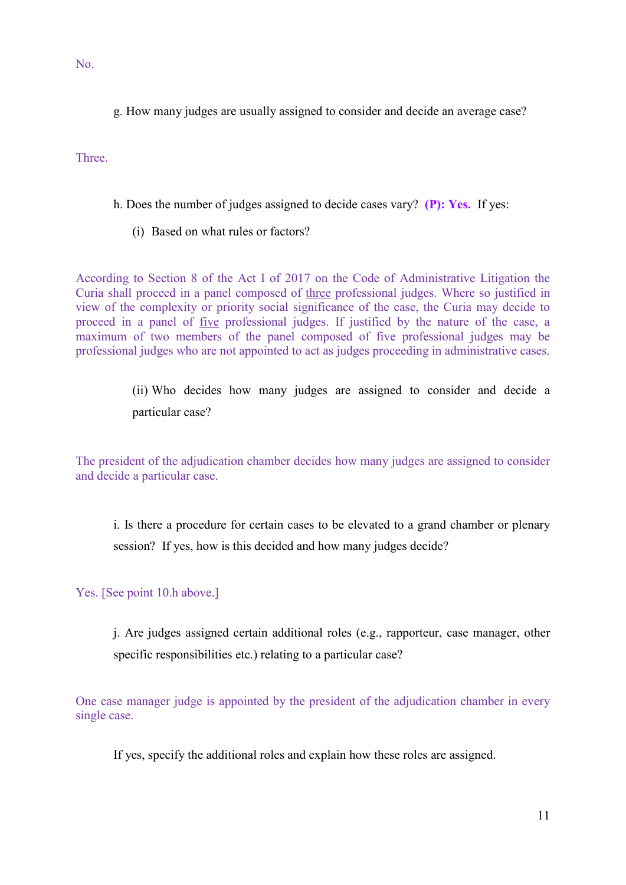No.

g. How many judges are usually assigned to consider and decide an average case?

Three.

h. Does the number of judges assigned to decide cases vary? **(P): Yes.** If yes:

(i) Based on what rules or factors?

According to Section 8 of the Act I of 2017 on the Code of Administrative Litigation the Curia shall proceed in a panel composed of <u>three</u> professional judges. Where so justified in view of the complexity or priority social significance of the case, the Curia may decide to proceed in a panel of <u>five</u> professional judges. If justified by the nature of the case, a maximum of two members of the panel composed of five professional judges may be professional judges who are not appointed to act as judges proceeding in administrative cases.

(ii) Who decides how many judges are assigned to consider and decide a particular case?

The president of the adjudication chamber decides how many judges are assigned to consider and decide a particular case.

i. Is there a procedure for certain cases to be elevated to a grand chamber or plenary session? If yes, how is this decided and how many judges decide?

Yes. [See point 10.h above.]

j. Are judges assigned certain additional roles (e.g., rapporteur, case manager, other specific responsibilities etc.) relating to a particular case?

One case manager judge is appointed by the president of the adjudication chamber in every single case.

If yes, specify the additional roles and explain how these roles are assigned.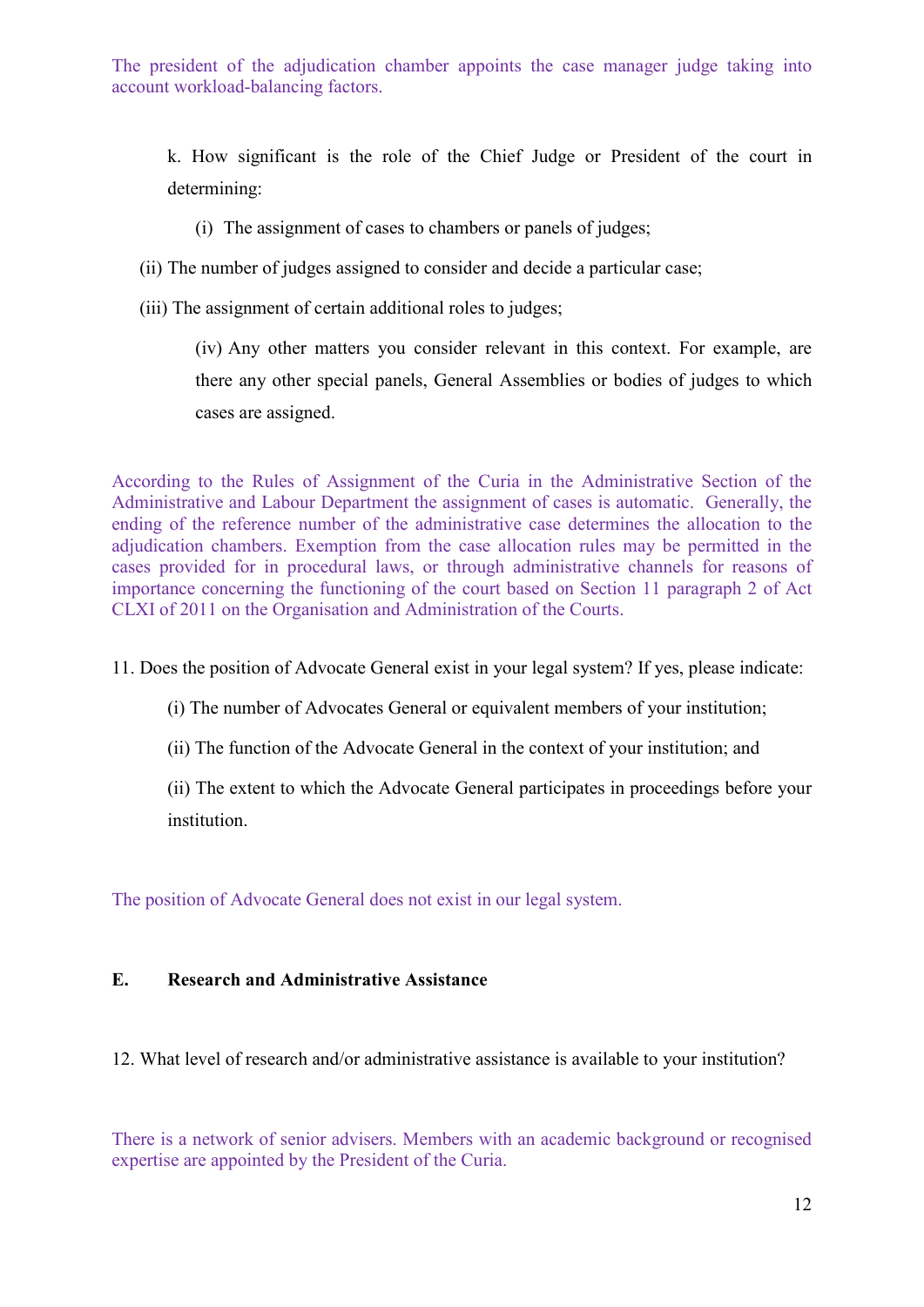The president of the adjudication chamber appoints the case manager judge taking into account workload-balancing factors.

k. How significant is the role of the Chief Judge or President of the court in determining:

(i) The assignment of cases to chambers or panels of judges;

(ii) The number of judges assigned to consider and decide a particular case;

(iii) The assignment of certain additional roles to judges;

(iv) Any other matters you consider relevant in this context. For example, are there any other special panels, General Assemblies or bodies of judges to which cases are assigned.

According to the Rules of Assignment of the Curia in the Administrative Section of the Administrative and Labour Department the assignment of cases is automatic. Generally, the ending of the reference number of the administrative case determines the allocation to the adjudication chambers. Exemption from the case allocation rules may be permitted in the cases provided for in procedural laws, or through administrative channels for reasons of importance concerning the functioning of the court based on Section 11 paragraph 2 of Act CLXI of 2011 on the Organisation and Administration of the Courts.

11. Does the position of Advocate General exist in your legal system? If yes, please indicate:

(i) The number of Advocates General or equivalent members of your institution;

(ii) The function of the Advocate General in the context of your institution; and

(ii) The extent to which the Advocate General participates in proceedings before your institution.

The position of Advocate General does not exist in our legal system.

## E. Research and Administrative Assistance

12. What level of research and/or administrative assistance is available to your institution?

There is a network of senior advisers. Members with an academic background or recognised expertise are appointed by the President of the Curia.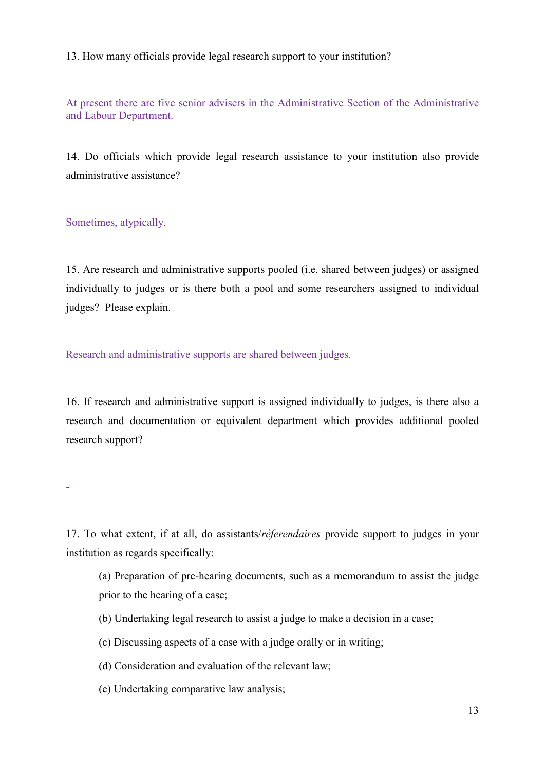13. How many officials provide legal research support to your institution?

At present there are five senior advisers in the Administrative Section of the Administrative and Labour Department.

14. Do officials which provide legal research assistance to your institution also provide administrative assistance?

Sometimes, atypically.

15. Are research and administrative supports pooled (i.e. shared between judges) or assigned individually to judges or is there both a pool and some researchers assigned to individual judges? Please explain.

Research and administrative supports are shared between judges.

16. If research and administrative support is assigned individually to judges, is there also a research and documentation or equivalent department which provides additional pooled research support?

-

17. To what extent, if at all, do assistants/*réferendaires* provide support to judges in your institution as regards specifically:

(a) Preparation of pre-hearing documents, such as a memorandum to assist the judge prior to the hearing of a case;

(b) Undertaking legal research to assist a judge to make a decision in a case;

(c) Discussing aspects of a case with a judge orally or in writing;

(d) Consideration and evaluation of the relevant law;

(e) Undertaking comparative law analysis;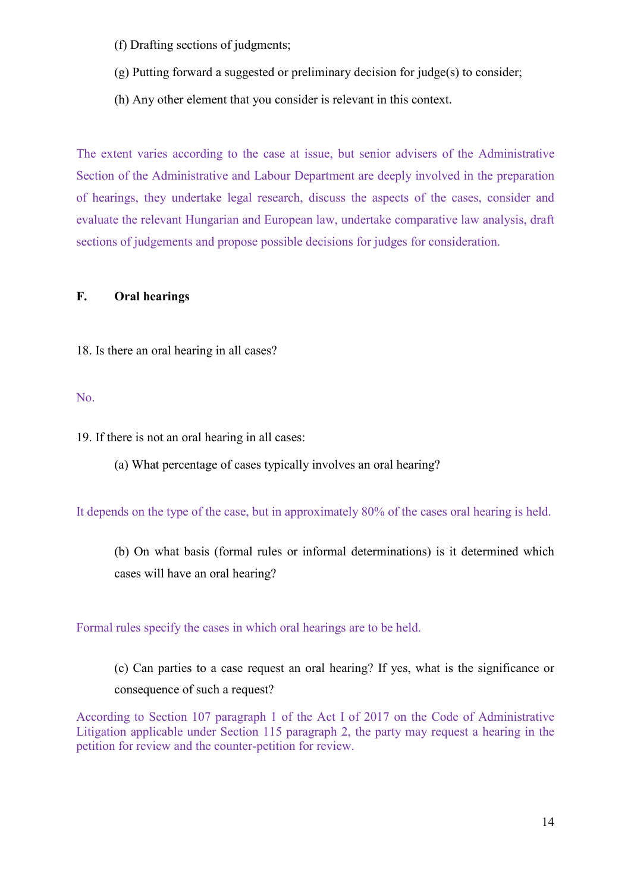(f) Drafting sections of judgments;

(g) Putting forward a suggested or preliminary decision for judge(s) to consider;

(h) Any other element that you consider is relevant in this context.

The extent varies according to the case at issue, but senior advisers of the Administrative Section of the Administrative and Labour Department are deeply involved in the preparation of hearings, they undertake legal research, discuss the aspects of the cases, consider and evaluate the relevant Hungarian and European law, undertake comparative law analysis, draft sections of judgements and propose possible decisions for judges for consideration.

## F. Oral hearings

18. Is there an oral hearing in all cases?

No.

19. If there is not an oral hearing in all cases:

(a) What percentage of cases typically involves an oral hearing?

It depends on the type of the case, but in approximately 80% of the cases oral hearing is held.

(b) On what basis (formal rules or informal determinations) is it determined which cases will have an oral hearing?

Formal rules specify the cases in which oral hearings are to be held.

(c) Can parties to a case request an oral hearing? If yes, what is the significance or consequence of such a request?

According to Section 107 paragraph 1 of the Act I of 2017 on the Code of Administrative Litigation applicable under Section 115 paragraph 2, the party may request a hearing in the petition for review and the counter-petition for review.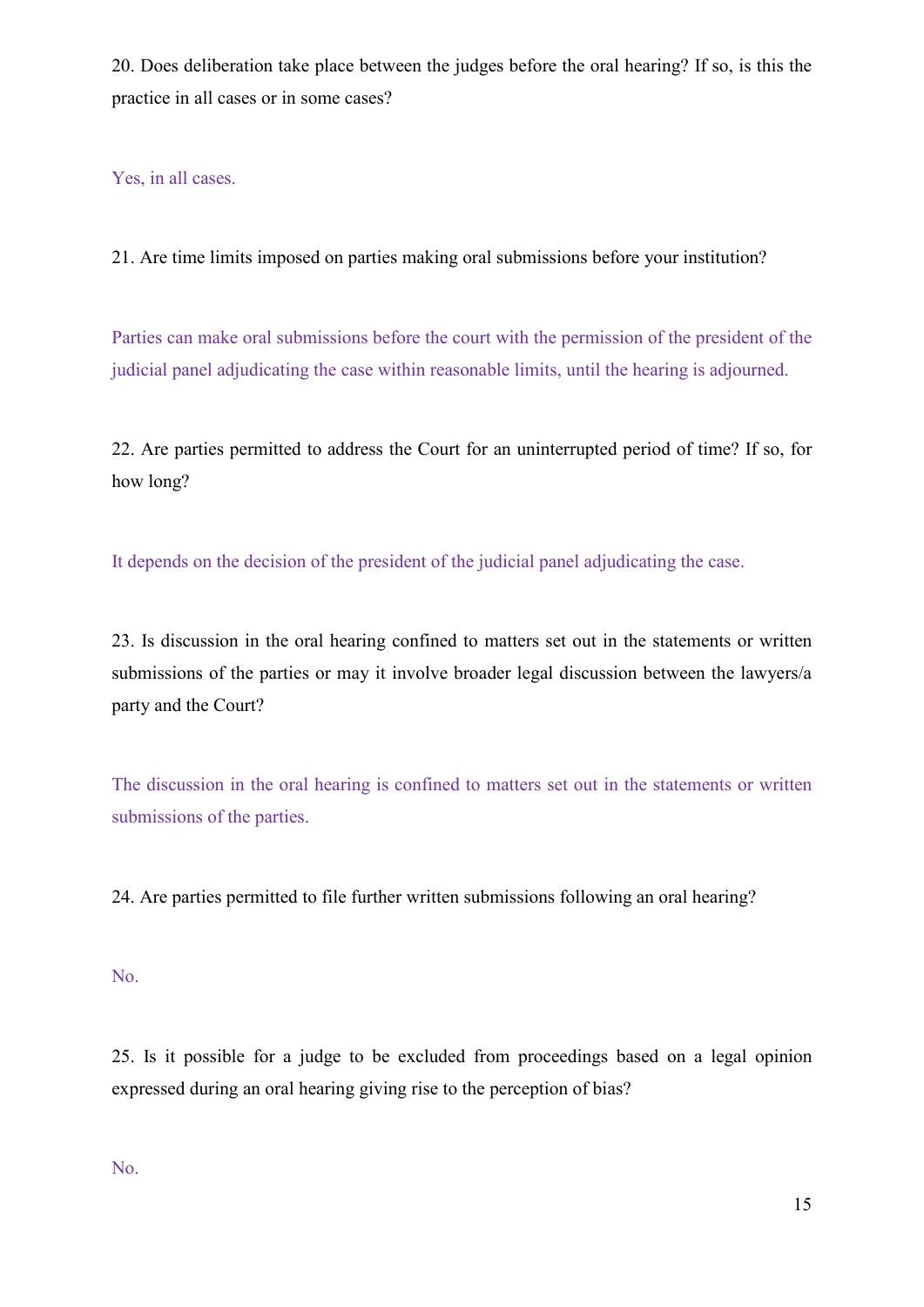20. Does deliberation take place between the judges before the oral hearing? If so, is this the practice in all cases or in some cases?

Yes, in all cases.

21. Are time limits imposed on parties making oral submissions before your institution?

Parties can make oral submissions before the court with the permission of the president of the judicial panel adjudicating the case within reasonable limits, until the hearing is adjourned.

22. Are parties permitted to address the Court for an uninterrupted period of time? If so, for how long?

It depends on the decision of the president of the judicial panel adjudicating the case.

23. Is discussion in the oral hearing confined to matters set out in the statements or written submissions of the parties or may it involve broader legal discussion between the lawyers/a party and the Court?

The discussion in the oral hearing is confined to matters set out in the statements or written submissions of the parties.

24. Are parties permitted to file further written submissions following an oral hearing?

No.

25. Is it possible for a judge to be excluded from proceedings based on a legal opinion expressed during an oral hearing giving rise to the perception of bias?

No.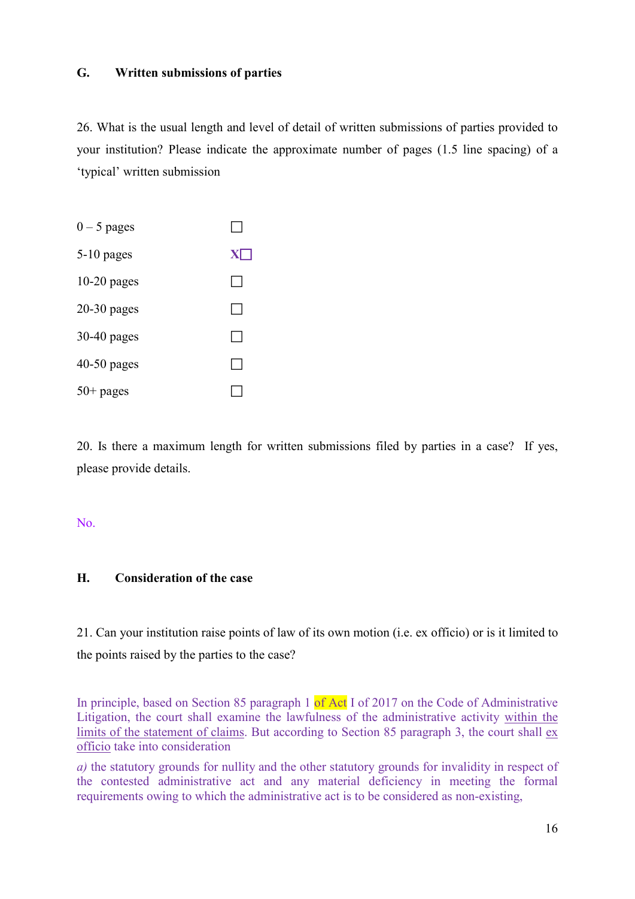## G. Written submissions of parties

26. What is the usual length and level of detail of written submissions of parties provided to your institution? Please indicate the approximate number of pages (1.5 line spacing) of a 'typical' written submission

| | |
|---|---|
| 0 – 5 pages | ☐ |
| 5-10 pages | X☐ |
| 10-20 pages | ☐ |
| 20-30 pages | ☐ |
| 30-40 pages | ☐ |
| 40-50 pages | ☐ |
| 50+ pages | ☐ |

20. Is there a maximum length for written submissions filed by parties in a case? If yes, please provide details.

No.

## H. Consideration of the case

21. Can your institution raise points of law of its own motion (i.e. ex officio) or is it limited to the points raised by the parties to the case?

In principle, based on Section 85 paragraph 1 of Act I of 2017 on the Code of Administrative Litigation, the court shall examine the lawfulness of the administrative activity within the limits of the statement of claims. But according to Section 85 paragraph 3, the court shall ex officio take into consideration

*a)* the statutory grounds for nullity and the other statutory grounds for invalidity in respect of the contested administrative act and any material deficiency in meeting the formal requirements owing to which the administrative act is to be considered as non-existing,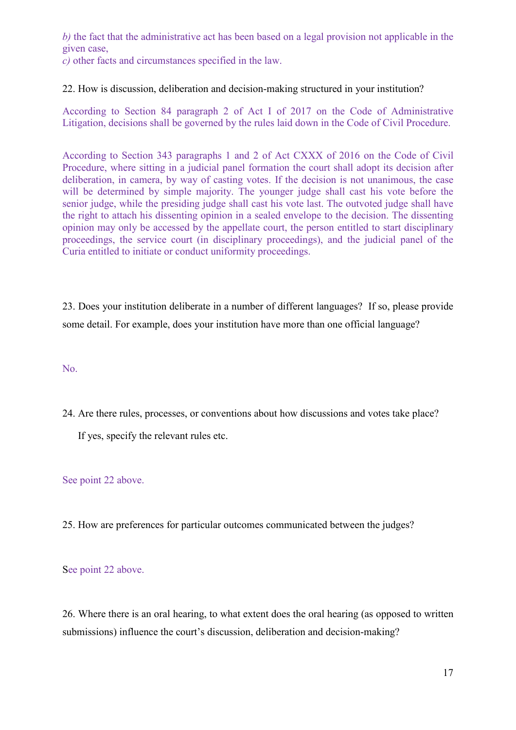*b)* the fact that the administrative act has been based on a legal provision not applicable in the given case,
*c)* other facts and circumstances specified in the law.

22. How is discussion, deliberation and decision-making structured in your institution?

According to Section 84 paragraph 2 of Act I of 2017 on the Code of Administrative Litigation, decisions shall be governed by the rules laid down in the Code of Civil Procedure.

According to Section 343 paragraphs 1 and 2 of Act CXXX of 2016 on the Code of Civil Procedure, where sitting in a judicial panel formation the court shall adopt its decision after deliberation, in camera, by way of casting votes. If the decision is not unanimous, the case will be determined by simple majority. The younger judge shall cast his vote before the senior judge, while the presiding judge shall cast his vote last. The outvoted judge shall have the right to attach his dissenting opinion in a sealed envelope to the decision. The dissenting opinion may only be accessed by the appellate court, the person entitled to start disciplinary proceedings, the service court (in disciplinary proceedings), and the judicial panel of the Curia entitled to initiate or conduct uniformity proceedings.

23. Does your institution deliberate in a number of different languages? If so, please provide some detail. For example, does your institution have more than one official language?

No.

24. Are there rules, processes, or conventions about how discussions and votes take place?

If yes, specify the relevant rules etc.

See point 22 above.

25. How are preferences for particular outcomes communicated between the judges?

See point 22 above.

26. Where there is an oral hearing, to what extent does the oral hearing (as opposed to written submissions) influence the court's discussion, deliberation and decision-making?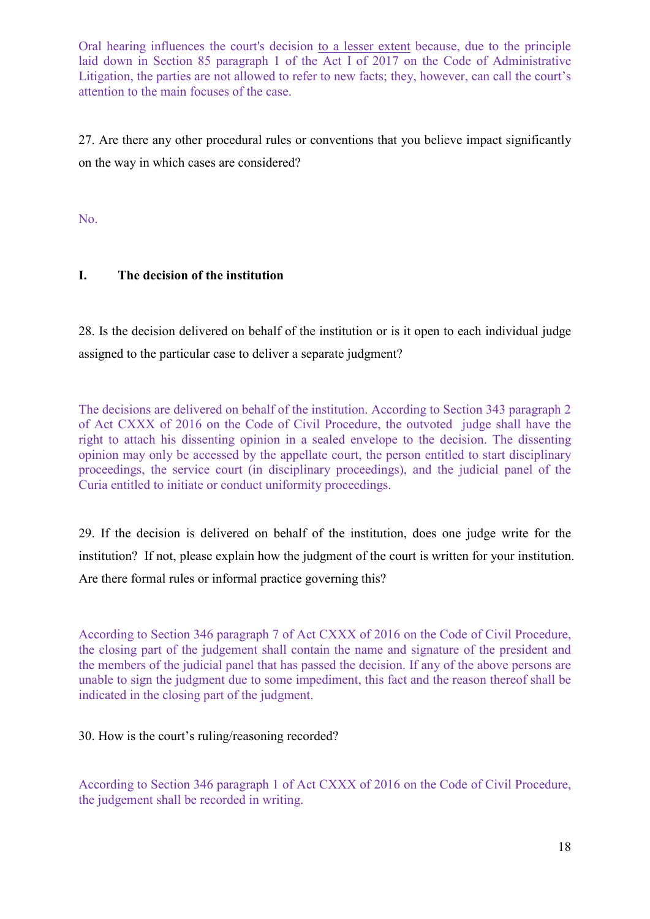Oral hearing influences the court's decision <u>to a lesser extent</u> because, due to the principle laid down in Section 85 paragraph 1 of the Act I of 2017 on the Code of Administrative Litigation, the parties are not allowed to refer to new facts; they, however, can call the court's attention to the main focuses of the case.

27. Are there any other procedural rules or conventions that you believe impact significantly on the way in which cases are considered?

No.

## I. The decision of the institution

28. Is the decision delivered on behalf of the institution or is it open to each individual judge assigned to the particular case to deliver a separate judgment?

The decisions are delivered on behalf of the institution. According to Section 343 paragraph 2 of Act CXXX of 2016 on the Code of Civil Procedure, the outvoted judge shall have the right to attach his dissenting opinion in a sealed envelope to the decision. The dissenting opinion may only be accessed by the appellate court, the person entitled to start disciplinary proceedings, the service court (in disciplinary proceedings), and the judicial panel of the Curia entitled to initiate or conduct uniformity proceedings.

29. If the decision is delivered on behalf of the institution, does one judge write for the institution? If not, please explain how the judgment of the court is written for your institution. Are there formal rules or informal practice governing this?

According to Section 346 paragraph 7 of Act CXXX of 2016 on the Code of Civil Procedure, the closing part of the judgement shall contain the name and signature of the president and the members of the judicial panel that has passed the decision. If any of the above persons are unable to sign the judgment due to some impediment, this fact and the reason thereof shall be indicated in the closing part of the judgment.

30. How is the court's ruling/reasoning recorded?

According to Section 346 paragraph 1 of Act CXXX of 2016 on the Code of Civil Procedure, the judgement shall be recorded in writing.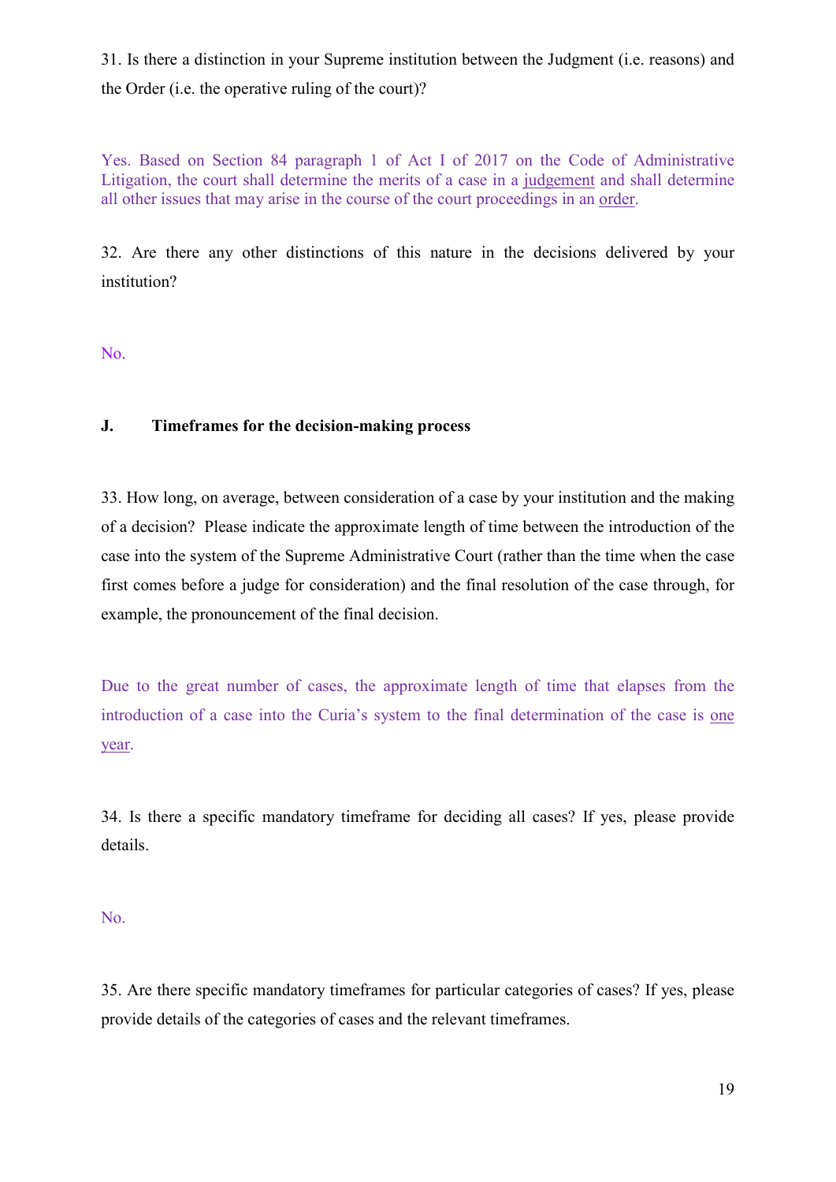31. Is there a distinction in your Supreme institution between the Judgment (i.e. reasons) and the Order (i.e. the operative ruling of the court)?

Yes. Based on Section 84 paragraph 1 of Act I of 2017 on the Code of Administrative Litigation, the court shall determine the merits of a case in a judgement and shall determine all other issues that may arise in the course of the court proceedings in an order.

32. Are there any other distinctions of this nature in the decisions delivered by your institution?

No.

### J. Timeframes for the decision-making process

33. How long, on average, between consideration of a case by your institution and the making of a decision? Please indicate the approximate length of time between the introduction of the case into the system of the Supreme Administrative Court (rather than the time when the case first comes before a judge for consideration) and the final resolution of the case through, for example, the pronouncement of the final decision.

Due to the great number of cases, the approximate length of time that elapses from the introduction of a case into the Curia's system to the final determination of the case is one year.

34. Is there a specific mandatory timeframe for deciding all cases? If yes, please provide details.

No.

35. Are there specific mandatory timeframes for particular categories of cases? If yes, please provide details of the categories of cases and the relevant timeframes.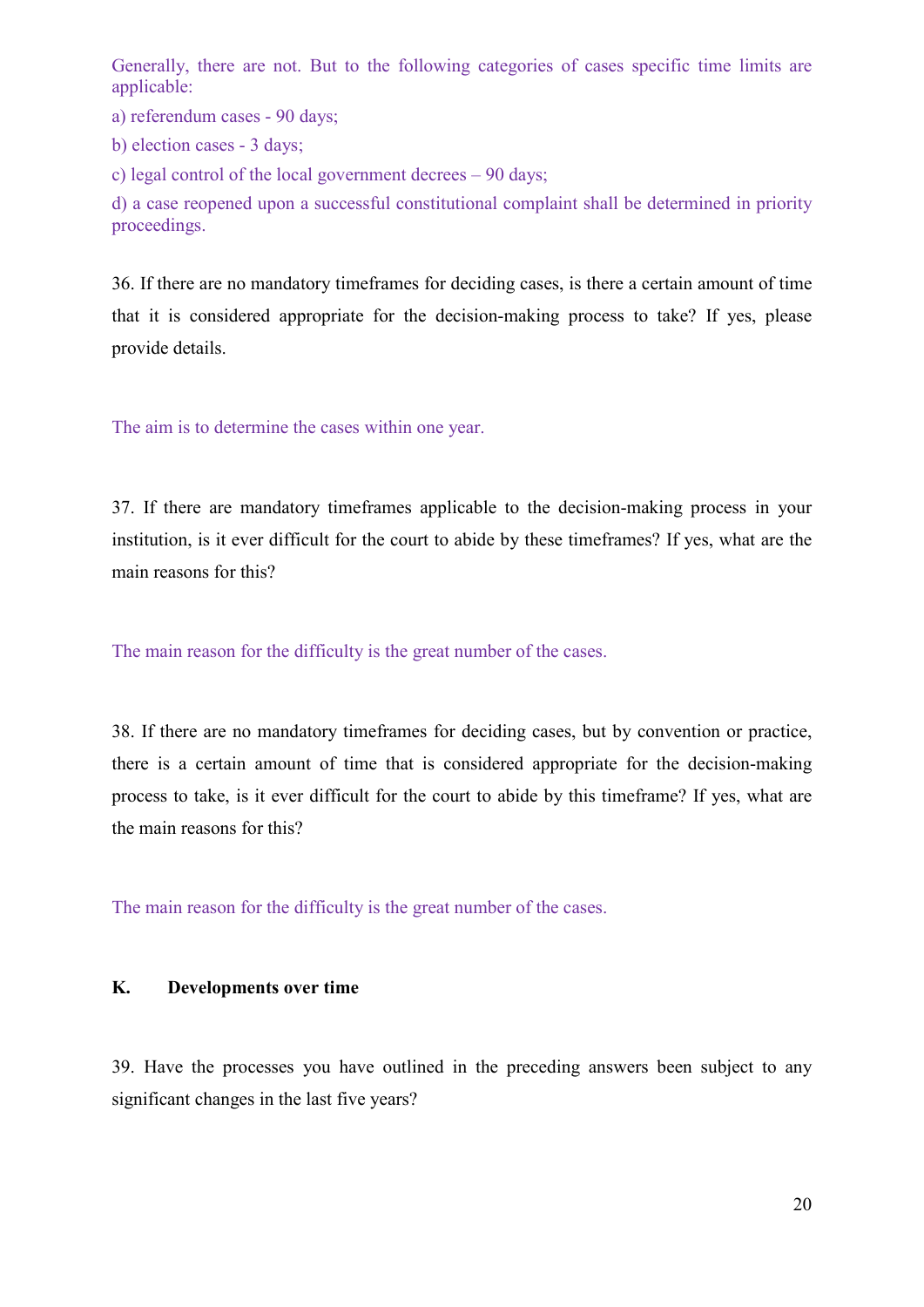Generally, there are not. But to the following categories of cases specific time limits are applicable:

a) referendum cases - 90 days;

b) election cases - 3 days;

c) legal control of the local government decrees – 90 days;

d) a case reopened upon a successful constitutional complaint shall be determined in priority proceedings.

36. If there are no mandatory timeframes for deciding cases, is there a certain amount of time that it is considered appropriate for the decision-making process to take? If yes, please provide details.

The aim is to determine the cases within one year.

37. If there are mandatory timeframes applicable to the decision-making process in your institution, is it ever difficult for the court to abide by these timeframes? If yes, what are the main reasons for this?

The main reason for the difficulty is the great number of the cases.

38. If there are no mandatory timeframes for deciding cases, but by convention or practice, there is a certain amount of time that is considered appropriate for the decision-making process to take, is it ever difficult for the court to abide by this timeframe? If yes, what are the main reasons for this?

The main reason for the difficulty is the great number of the cases.

## K. Developments over time

39. Have the processes you have outlined in the preceding answers been subject to any significant changes in the last five years?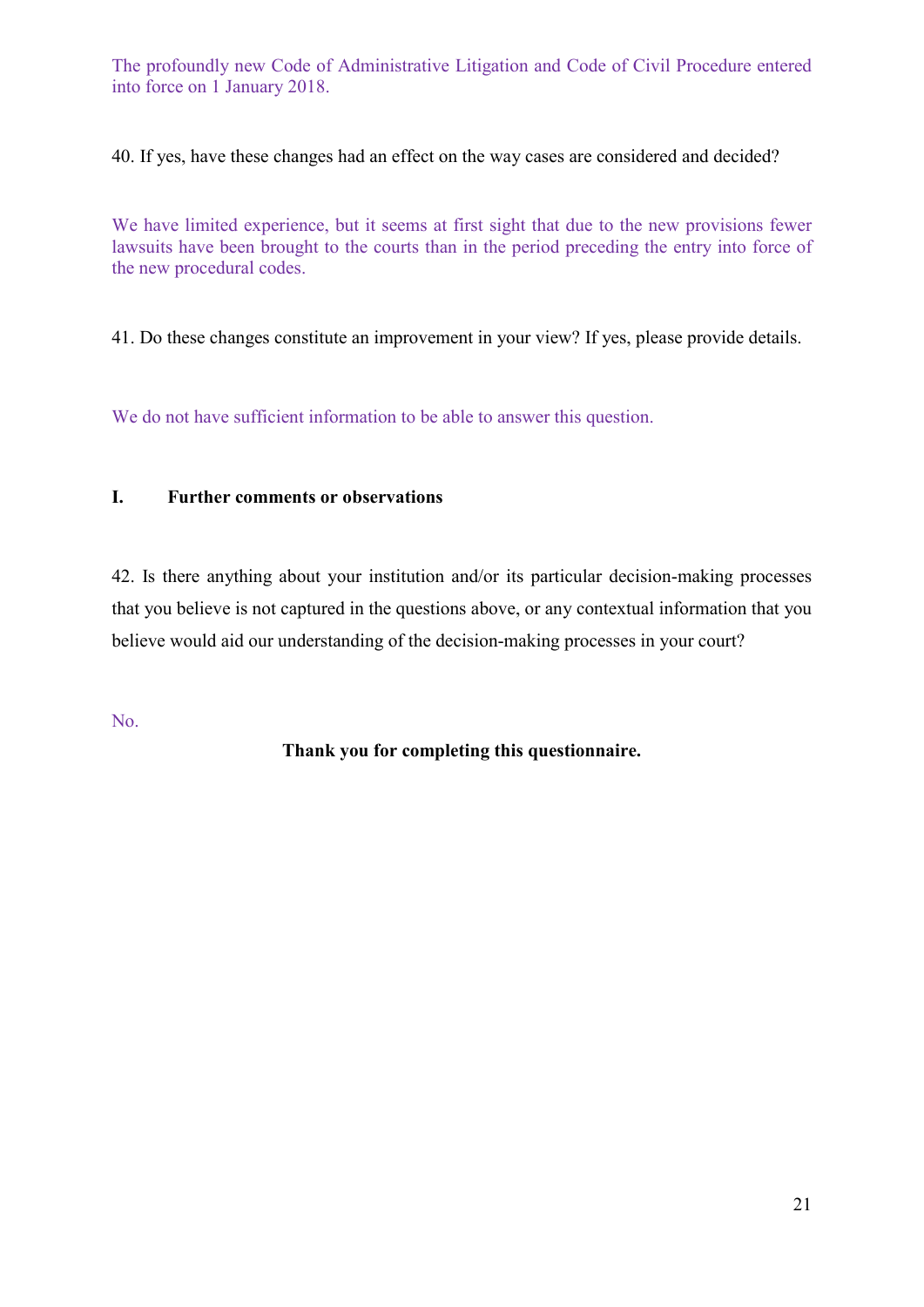The profoundly new Code of Administrative Litigation and Code of Civil Procedure entered into force on 1 January 2018.

40. If yes, have these changes had an effect on the way cases are considered and decided?

We have limited experience, but it seems at first sight that due to the new provisions fewer lawsuits have been brought to the courts than in the period preceding the entry into force of the new procedural codes.

41. Do these changes constitute an improvement in your view? If yes, please provide details.

We do not have sufficient information to be able to answer this question.

## I. Further comments or observations

42. Is there anything about your institution and/or its particular decision-making processes that you believe is not captured in the questions above, or any contextual information that you believe would aid our understanding of the decision-making processes in your court?

No.

**Thank you for completing this questionnaire.**